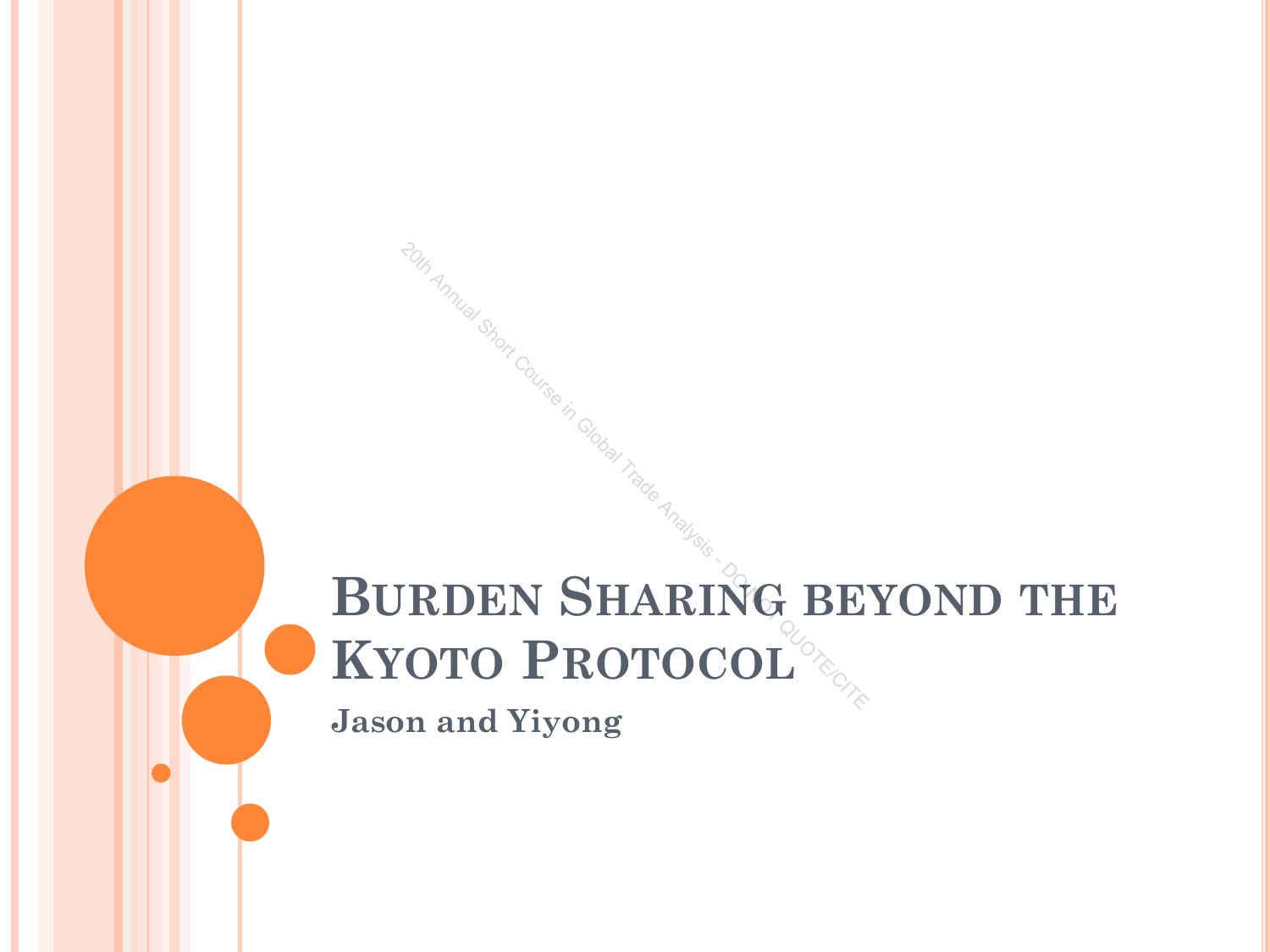# Burden Sharing beyond the Kyoto Protocol

**Jason and Yiyong**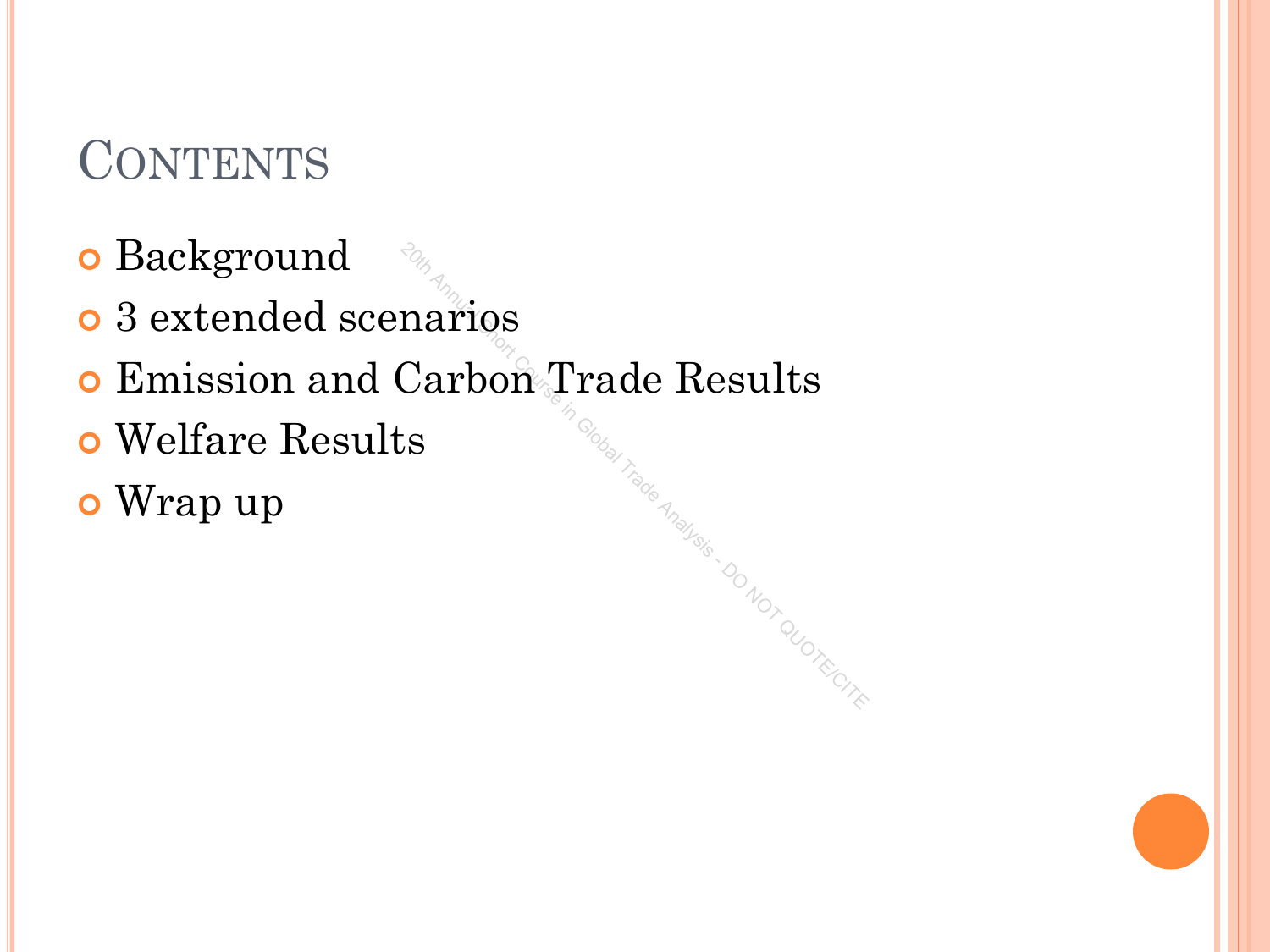# Contents

- Background
- 3 extended scenarios
- Emission and Carbon Trade Results
- Welfare Results
- Wrap up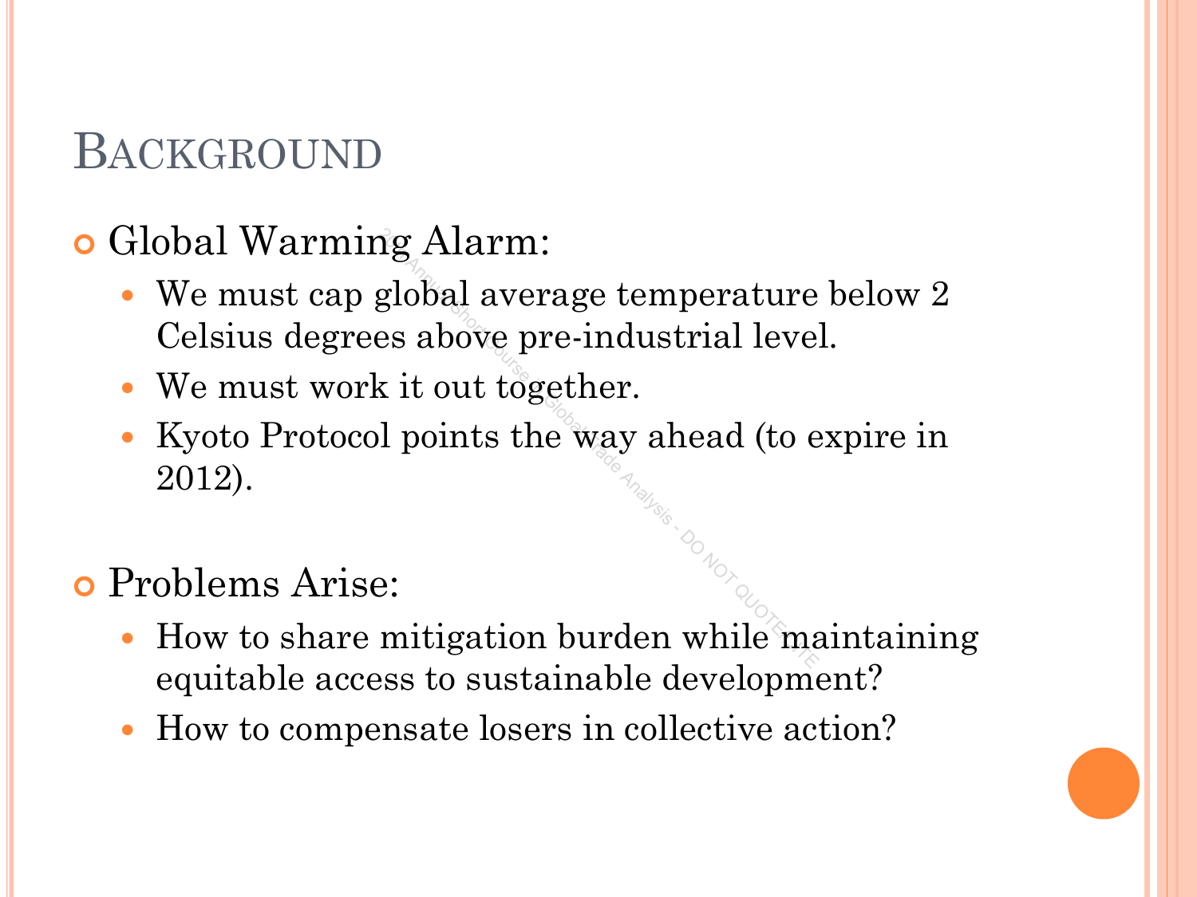# Background

- Global Warming Alarm:
  - We must cap global average temperature below 2 Celsius degrees above pre-industrial level.
  - We must work it out together.
  - Kyoto Protocol points the way ahead (to expire in 2012).

- Problems Arise:
  - How to share mitigation burden while maintaining equitable access to sustainable development?
  - How to compensate losers in collective action?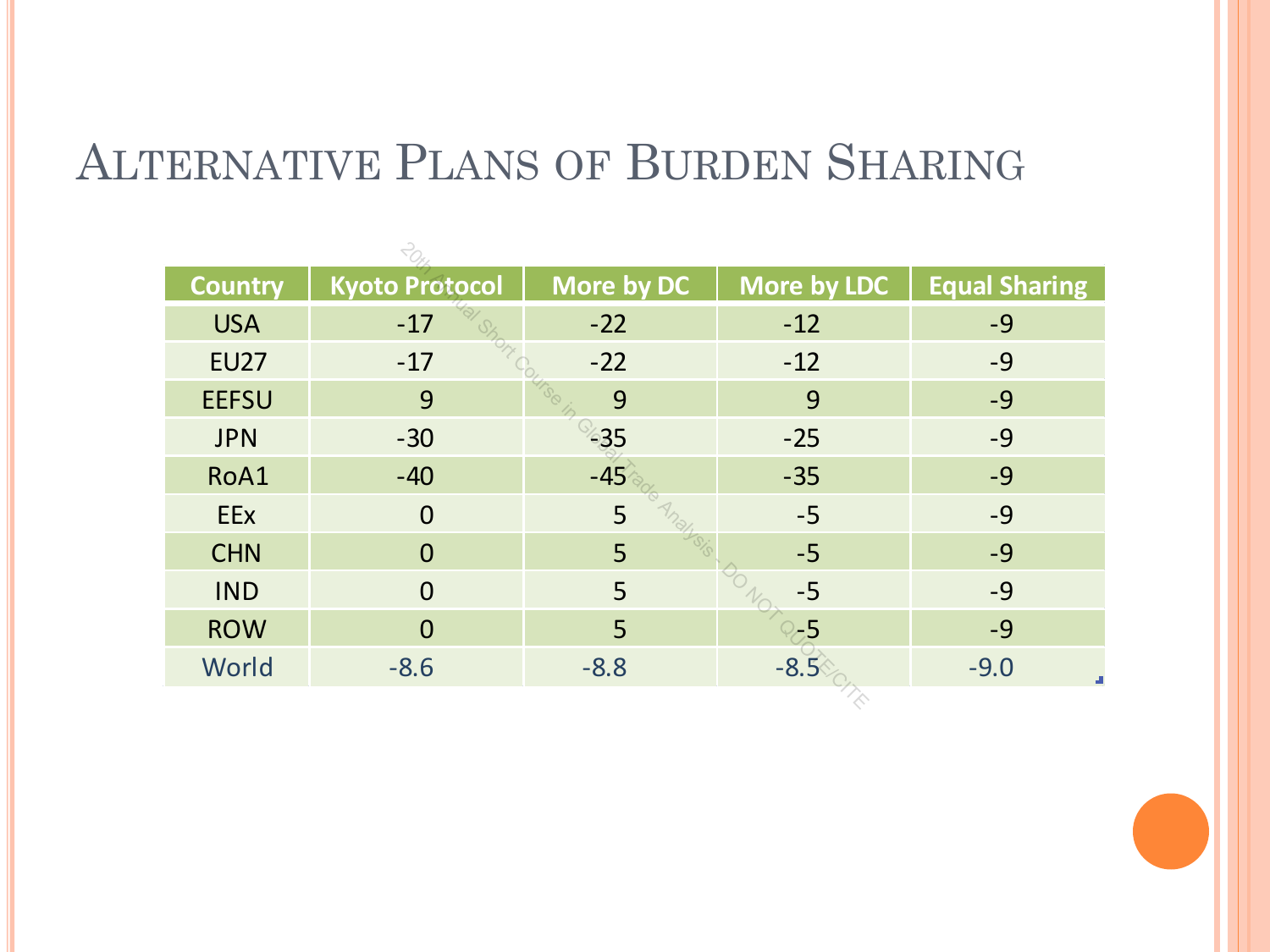# Alternative Plans of Burden Sharing

| Country | Kyoto Protocol | More by DC | More by LDC | Equal Sharing |
|---|---|---|---|---|
| USA | -17 | -22 | -12 | -9 |
| EU27 | -17 | -22 | -12 | -9 |
| EEFSU | 9 | 9 | 9 | -9 |
| JPN | -30 | -35 | -25 | -9 |
| RoA1 | -40 | -45 | -35 | -9 |
| EEx | 0 | 5 | -5 | -9 |
| CHN | 0 | 5 | -5 | -9 |
| IND | 0 | 5 | -5 | -9 |
| ROW | 0 | 5 | -5 | -9 |
| World | -8.6 | -8.8 | -8.5 | -9.0 |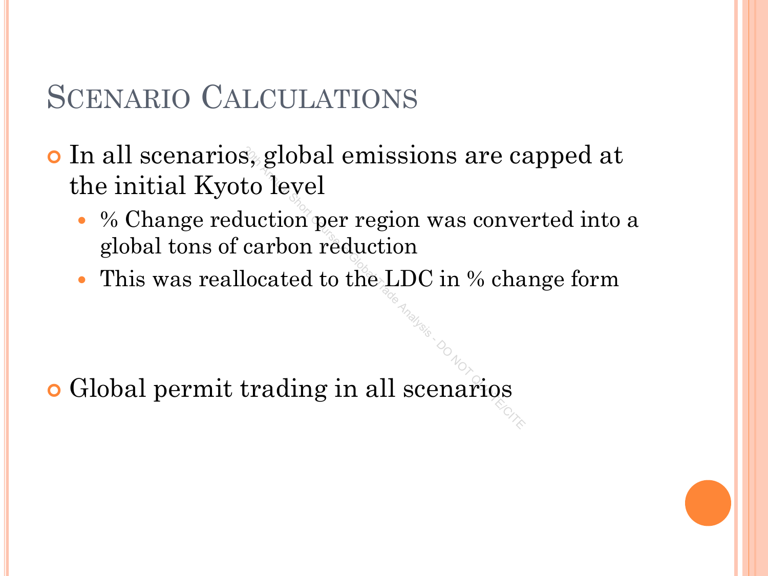# Scenario Calculations

- In all scenarios, global emissions are capped at the initial Kyoto level
  - % Change reduction per region was converted into a global tons of carbon reduction
  - This was reallocated to the LDC in % change form

- Global permit trading in all scenarios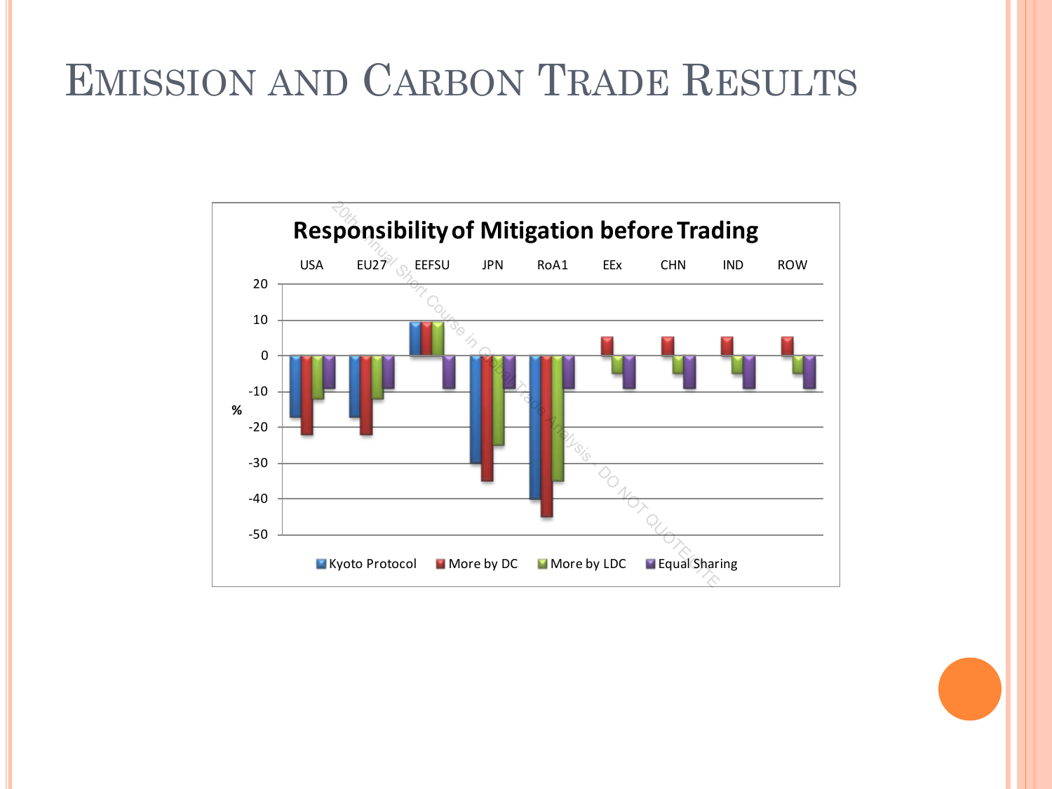# Emission and Carbon Trade Results

**Responsibility of Mitigation before Trading**

| % | USA | EU27 | EEFSU | JPN | RoA1 | EEx | CHN | IND | ROW |
|---|---|---|---|---|---|---|---|---|---|
| Kyoto Protocol | -17 | -17 | 10 | -30 | -40 | | | | |
| More by DC | -22 | -22 | 10 | -35 | -45 | 5 | 5 | 5 | 5 |
| More by LDC | -12 | -12 | 10 | -25 | -35 | -5 | -5 | -5 | -5 |
| Equal Sharing | -9 | -9 | -9 | -9 | -9 | -9 | -9 | -9 | -9 |

20th Annual Short Course in Global Trade Analysis - DO NOT QUOTE/CITE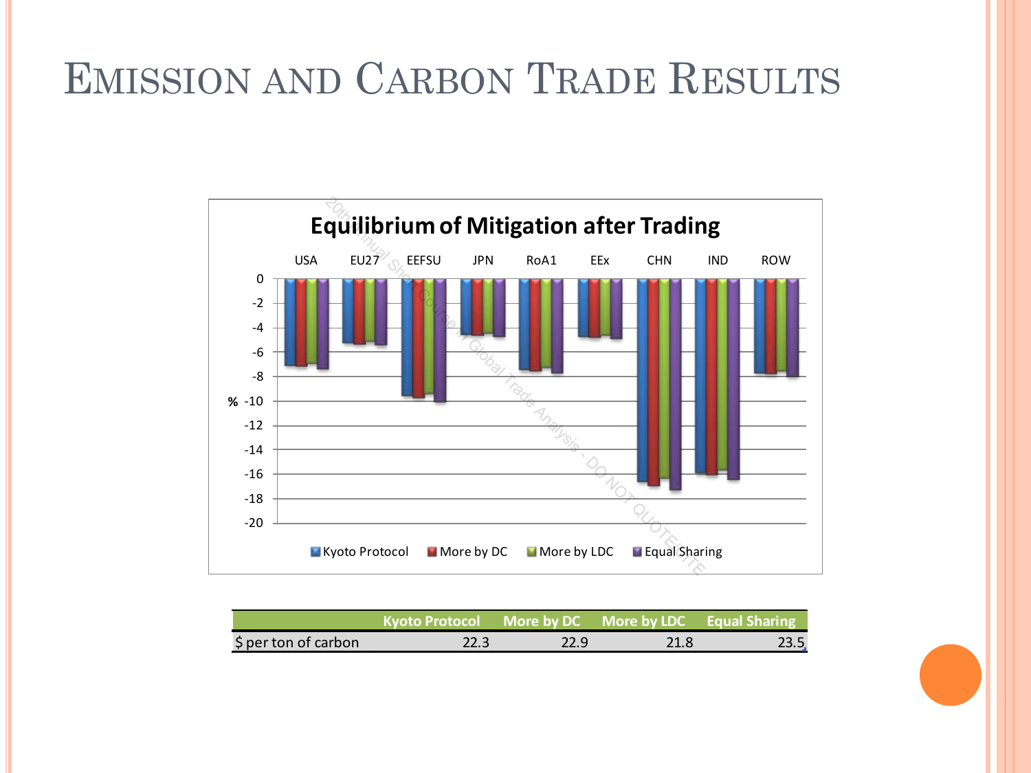# Emission and Carbon Trade Results

| | Kyoto Protocol | More by DC | More by LDC | Equal Sharing |
|---|---|---|---|---|
| $ per ton of carbon | 22.3 | 22.9 | 21.8 | 23.5 |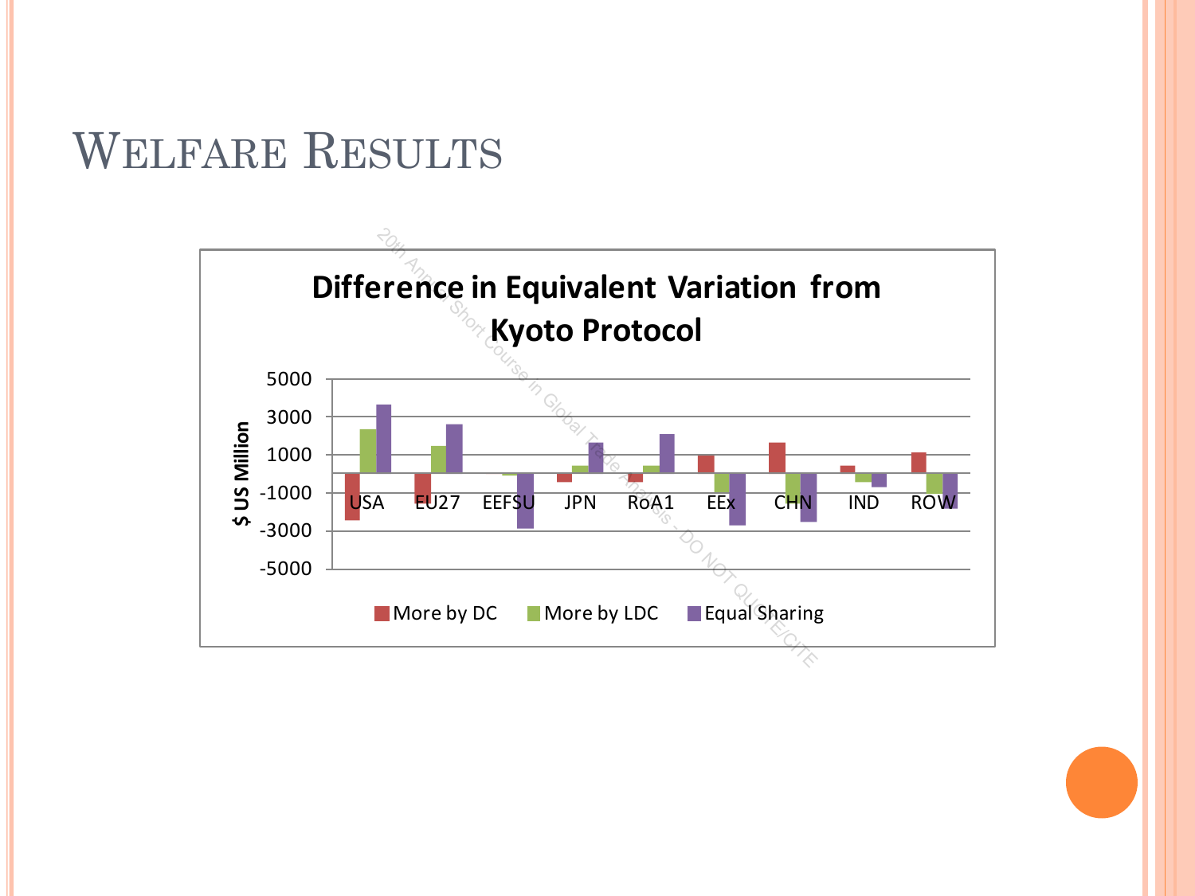# Welfare Results

**Difference in Equivalent Variation from Kyoto Protocol**

$ US Million

5000
3000
1000
-1000
-3000
-5000

USA | EU27 | EEFSU | JPN | RoA1 | EEx | CHN | IND | ROW

More by DC | More by LDC | Equal Sharing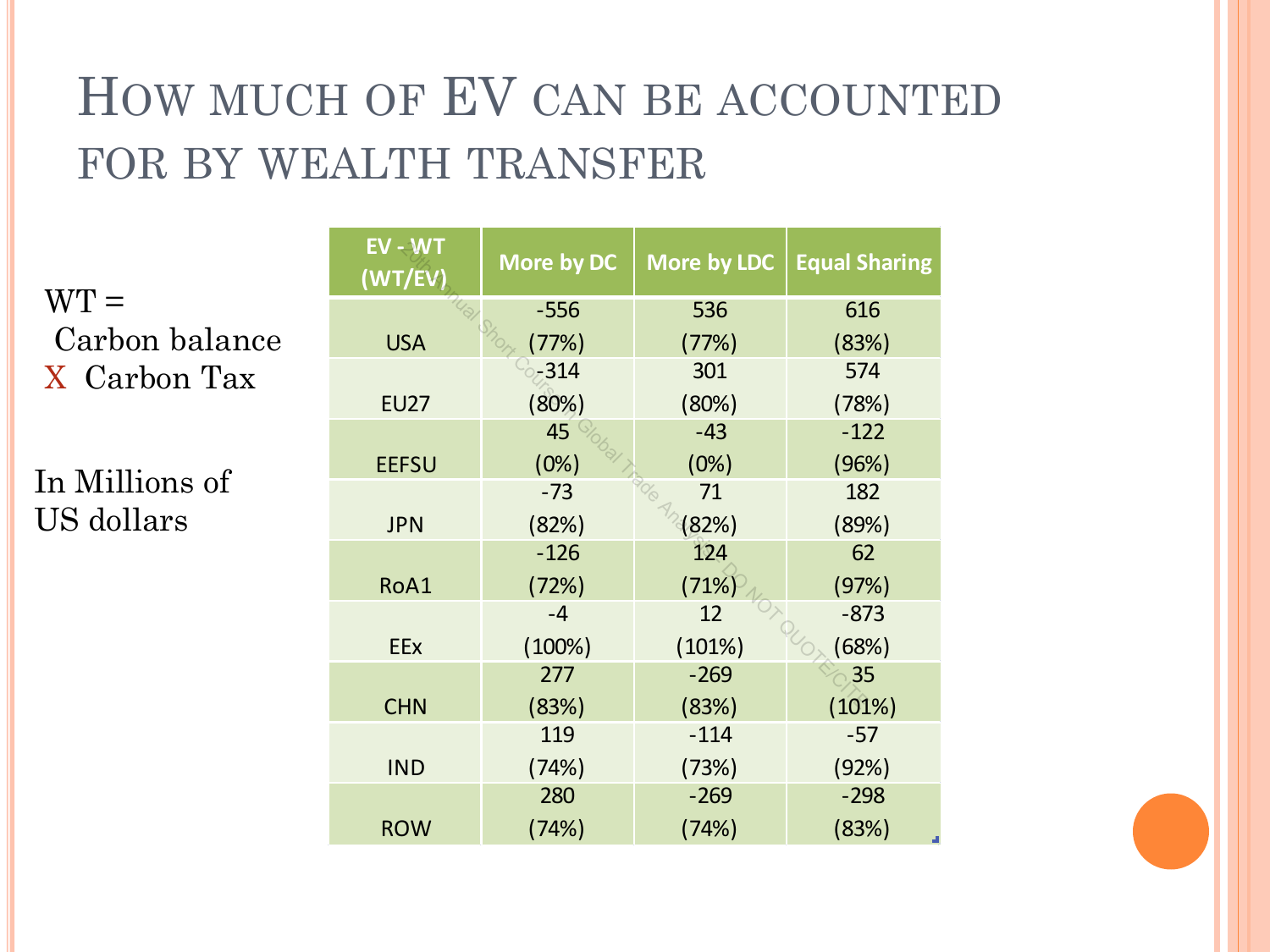# How much of EV can be accounted for by wealth transfer

WT =
Carbon balance
X Carbon Tax

In Millions of US dollars

| EV - WT (WT/EV) | More by DC | More by LDC | Equal Sharing |
|---|---|---|---|
| USA | -556 (77%) | 536 (77%) | 616 (83%) |
| EU27 | -314 (80%) | 301 (80%) | 574 (78%) |
| EEFSU | 45 (0%) | -43 (0%) | -122 (96%) |
| JPN | -73 (82%) | 71 (82%) | 182 (89%) |
| RoA1 | -126 (72%) | 124 (71%) | 62 (97%) |
| EEx | -4 (100%) | 12 (101%) | -873 (68%) |
| CHN | 277 (83%) | -269 (83%) | 35 (101%) |
| IND | 119 (74%) | -114 (73%) | -57 (92%) |
| ROW | 280 (74%) | -269 (74%) | -298 (83%) |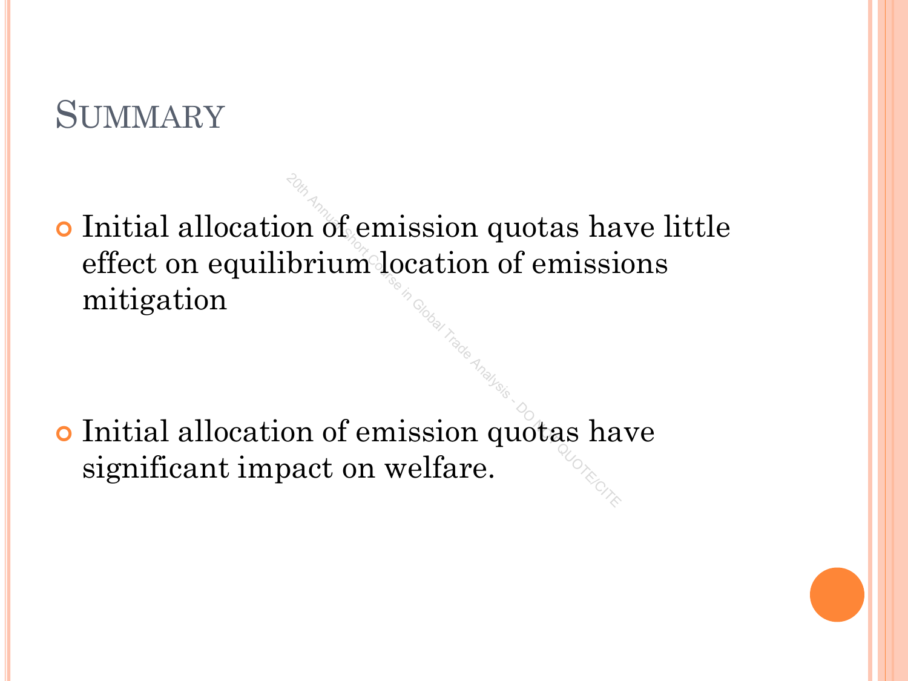## Summary

- Initial allocation of emission quotas have little effect on equilibrium location of emissions mitigation

- Initial allocation of emission quotas have significant impact on welfare.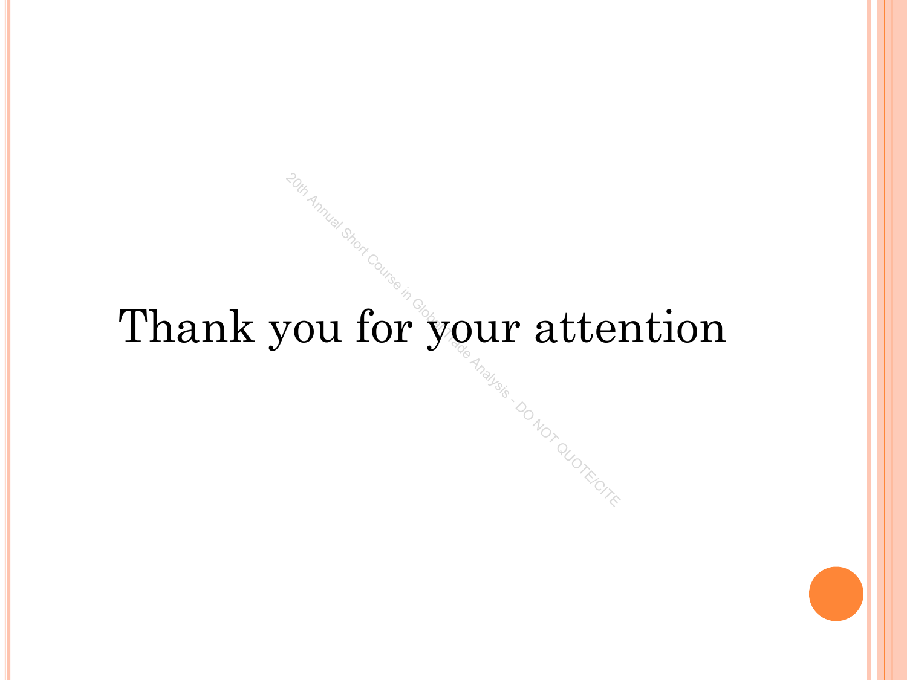Thank you for your attention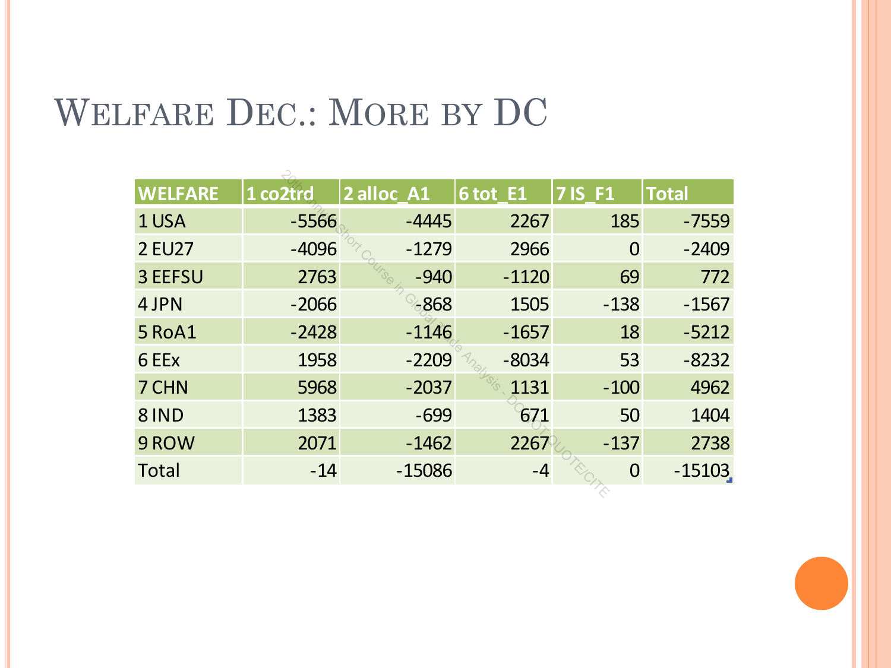# Welfare Dec.: More by DC

| WELFARE | 1 co2trd | 2 alloc_A1 | 6 tot_E1 | 7 IS_F1 | Total |
|---|---|---|---|---|---|
| 1 USA | -5566 | -4445 | 2267 | 185 | -7559 |
| 2 EU27 | -4096 | -1279 | 2966 | 0 | -2409 |
| 3 EEFSU | 2763 | -940 | -1120 | 69 | 772 |
| 4 JPN | -2066 | -868 | 1505 | -138 | -1567 |
| 5 RoA1 | -2428 | -1146 | -1657 | 18 | -5212 |
| 6 EEx | 1958 | -2209 | -8034 | 53 | -8232 |
| 7 CHN | 5968 | -2037 | 1131 | -100 | 4962 |
| 8 IND | 1383 | -699 | 671 | 50 | 1404 |
| 9 ROW | 2071 | -1462 | 2267 | -137 | 2738 |
| Total | -14 | -15086 | -4 | 0 | -15103 |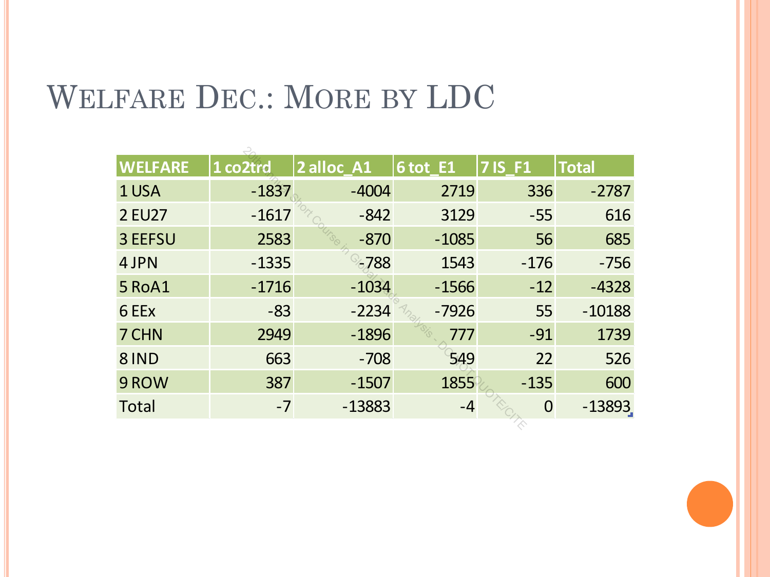# Welfare Dec.: More by LDC

| WELFARE | 1 co2trd | 2 alloc_A1 | 6 tot_E1 | 7 IS_F1 | Total |
|---|---|---|---|---|---|
| 1 USA | -1837 | -4004 | 2719 | 336 | -2787 |
| 2 EU27 | -1617 | -842 | 3129 | -55 | 616 |
| 3 EEFSU | 2583 | -870 | -1085 | 56 | 685 |
| 4 JPN | -1335 | -788 | 1543 | -176 | -756 |
| 5 RoA1 | -1716 | -1034 | -1566 | -12 | -4328 |
| 6 EEx | -83 | -2234 | -7926 | 55 | -10188 |
| 7 CHN | 2949 | -1896 | 777 | -91 | 1739 |
| 8 IND | 663 | -708 | 549 | 22 | 526 |
| 9 ROW | 387 | -1507 | 1855 | -135 | 600 |
| Total | -7 | -13883 | -4 | 0 | -13893 |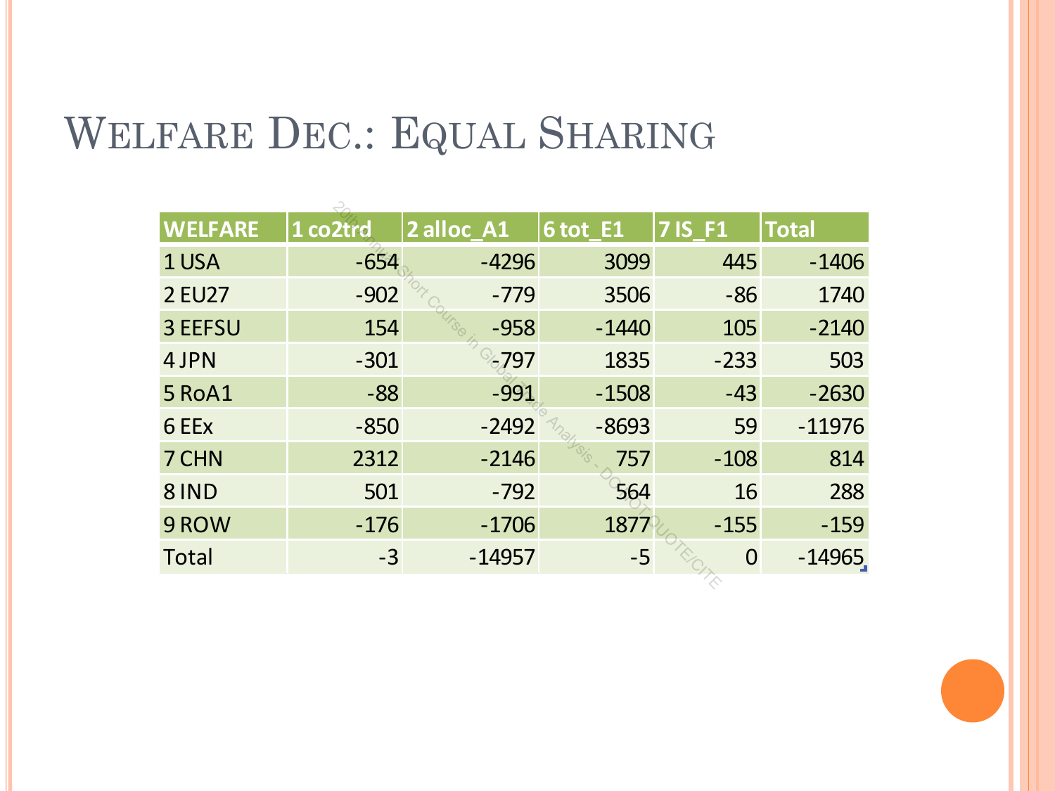# Welfare Dec.: Equal Sharing

| WELFARE | 1 co2trd | 2 alloc_A1 | 6 tot_E1 | 7 IS_F1 | Total |
|---|---|---|---|---|---|
| 1 USA | -654 | -4296 | 3099 | 445 | -1406 |
| 2 EU27 | -902 | -779 | 3506 | -86 | 1740 |
| 3 EEFSU | 154 | -958 | -1440 | 105 | -2140 |
| 4 JPN | -301 | -797 | 1835 | -233 | 503 |
| 5 RoA1 | -88 | -991 | -1508 | -43 | -2630 |
| 6 EEx | -850 | -2492 | -8693 | 59 | -11976 |
| 7 CHN | 2312 | -2146 | 757 | -108 | 814 |
| 8 IND | 501 | -792 | 564 | 16 | 288 |
| 9 ROW | -176 | -1706 | 1877 | -155 | -159 |
| Total | -3 | -14957 | -5 | 0 | -14965 |